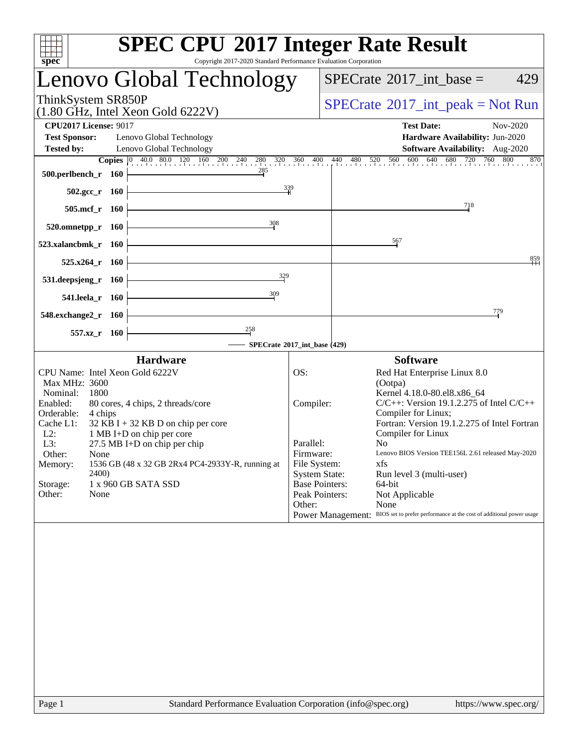# SPEC CPU 2017 Integer Rate Result

Copyright 2017-2020 Standard Performance Evaluation Corporation

## Lenovo Global Technology

ThinkSystem SR850P
(1.80 GHz, Intel Xeon Gold 6222V)

SPECrate 2017_int_base = 429

SPECrate 2017_int_peak = Not Run

**CPU2017 License:** 9017
**Test Sponsor:** Lenovo Global Technology
**Tested by:** Lenovo Global Technology

**Test Date:** Nov-2020
**Hardware Availability:** Jun-2020
**Software Availability:** Aug-2020

| Benchmark | Copies | SPECrate 2017_int_base |
|---|---|---|
| 500.perlbench_r | 160 | 285 |
| 502.gcc_r | 160 | 339 |
| 505.mcf_r | 160 | 718 |
| 520.omnetpp_r | 160 | 308 |
| 523.xalancbmk_r | 160 | 567 |
| 525.x264_r | 160 | 859 |
| 531.deepsjeng_r | 160 | 329 |
| 541.leela_r | 160 | 309 |
| 548.exchange2_r | 160 | 779 |
| 557.xz_r | 160 | 258 |

SPECrate 2017_int_base (429)

### Hardware

| | |
|---|---|
| CPU Name: | Intel Xeon Gold 6222V |
| Max MHz: | 3600 |
| Nominal: | 1800 |
| Enabled: | 80 cores, 4 chips, 2 threads/core |
| Orderable: | 4 chips |
| Cache L1: | 32 KB I + 32 KB D on chip per core |
| L2: | 1 MB I+D on chip per core |
| L3: | 27.5 MB I+D on chip per chip |
| Other: | None |
| Memory: | 1536 GB (48 x 32 GB 2Rx4 PC4-2933Y-R, running at 2400) |
| Storage: | 1 x 960 GB SATA SSD |
| Other: | None |

### Software

| | |
|---|---|
| OS: | Red Hat Enterprise Linux 8.0 (Ootpa) Kernel 4.18.0-80.el8.x86_64 |
| Compiler: | C/C++: Version 19.1.2.275 of Intel C/C++ Compiler for Linux; Fortran: Version 19.1.2.275 of Intel Fortran Compiler for Linux |
| Parallel: | No |
| Firmware: | Lenovo BIOS Version TEE156L 2.61 released May-2020 |
| File System: | xfs |
| System State: | Run level 3 (multi-user) |
| Base Pointers: | 64-bit |
| Peak Pointers: | Not Applicable |
| Other: | None |
| Power Management: | BIOS set to prefer performance at the cost of additional power usage |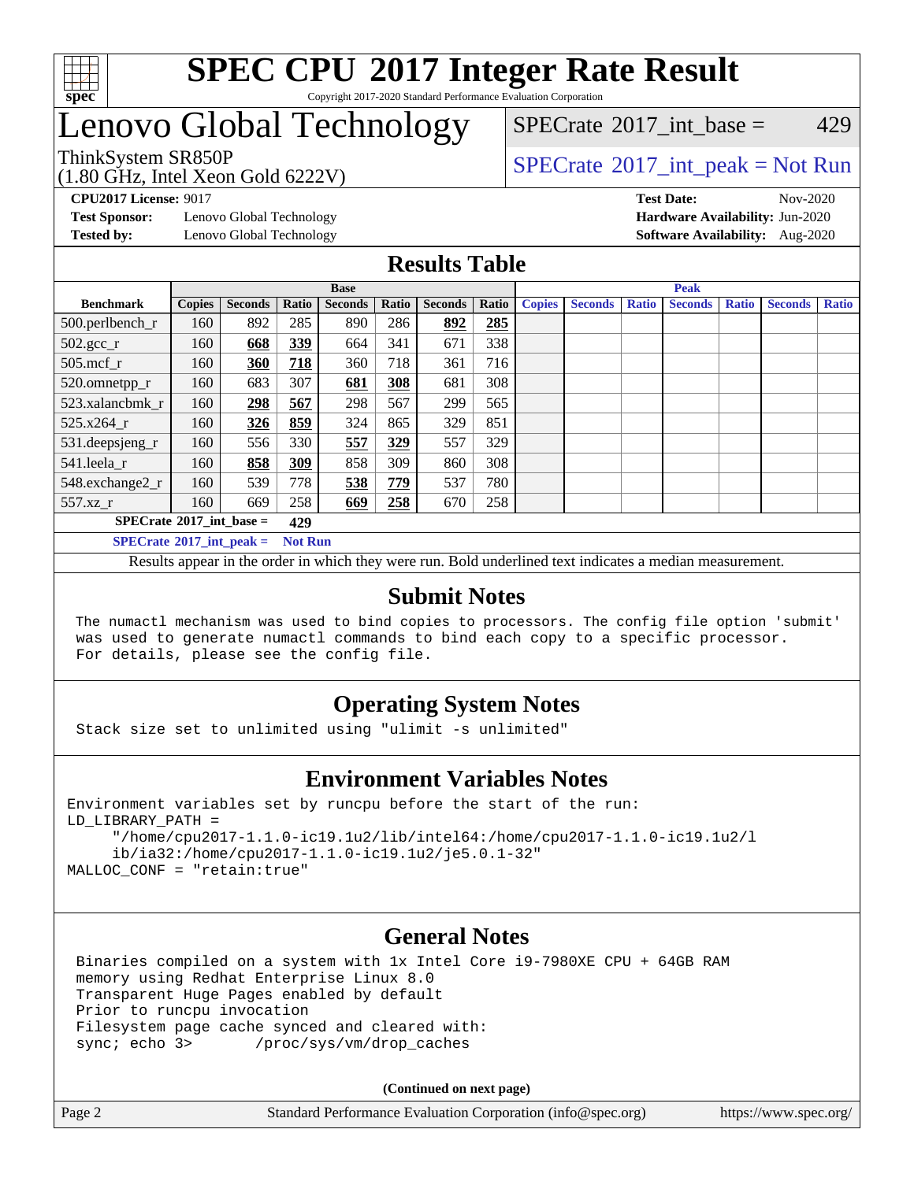# SPEC CPU 2017 Integer Rate Result

Copyright 2017-2020 Standard Performance Evaluation Corporation

# Lenovo Global Technology

ThinkSystem SR850P
(1.80 GHz, Intel Xeon Gold 6222V)

SPECrate 2017_int_base = 429

SPECrate 2017_int_peak = Not Run

**CPU2017 License:** 9017
**Test Sponsor:** Lenovo Global Technology
**Tested by:** Lenovo Global Technology

**Test Date:** Nov-2020
**Hardware Availability:** Jun-2020
**Software Availability:** Aug-2020

## Results Table

| Benchmark | Base | | | | | | | Peak | | | | | | |
|---|---|---|---|---|---|---|---|---|---|---|---|---|---|---|
| | Copies | Seconds | Ratio | Seconds | Ratio | Seconds | Ratio | Copies | Seconds | Ratio | Seconds | Ratio | Seconds | Ratio |
| 500.perlbench_r | 160 | 892 | 285 | 890 | 286 | **892** | **285** | | | | | | | |
| 502.gcc_r | 160 | **668** | **339** | 664 | 341 | 671 | 338 | | | | | | | |
| 505.mcf_r | 160 | **360** | **718** | 360 | 718 | 361 | 716 | | | | | | | |
| 520.omnetpp_r | 160 | 683 | 307 | **681** | **308** | 681 | 308 | | | | | | | |
| 523.xalancbmk_r | 160 | **298** | **567** | 298 | 567 | 299 | 565 | | | | | | | |
| 525.x264_r | 160 | **326** | **859** | 324 | 865 | 329 | 851 | | | | | | | |
| 531.deepsjeng_r | 160 | 556 | 330 | **557** | **329** | 557 | 329 | | | | | | | |
| 541.leela_r | 160 | **858** | **309** | 858 | 309 | 860 | 308 | | | | | | | |
| 548.exchange2_r | 160 | 539 | 778 | **538** | **779** | 537 | 780 | | | | | | | |
| 557.xz_r | 160 | 669 | 258 | **669** | **258** | 670 | 258 | | | | | | | |

**SPECrate 2017_int_base = 429**

**SPECrate 2017_int_peak = Not Run**

Results appear in the order in which they were run. Bold underlined text indicates a median measurement.

## Submit Notes

```
The numactl mechanism was used to bind copies to processors. The config file option 'submit'
was used to generate numactl commands to bind each copy to a specific processor.
For details, please see the config file.
```

## Operating System Notes

```
Stack size set to unlimited using "ulimit -s unlimited"
```

## Environment Variables Notes

```
Environment variables set by runcpu before the start of the run:
LD_LIBRARY_PATH =
     "/home/cpu2017-1.1.0-ic19.1u2/lib/intel64:/home/cpu2017-1.1.0-ic19.1u2/l
     ib/ia32:/home/cpu2017-1.1.0-ic19.1u2/je5.0.1-32"
MALLOC_CONF = "retain:true"
```

## General Notes

```
Binaries compiled on a system with 1x Intel Core i9-7980XE CPU + 64GB RAM
memory using Redhat Enterprise Linux 8.0
Transparent Huge Pages enabled by default
Prior to runcpu invocation
Filesystem page cache synced and cleared with:
sync; echo 3>       /proc/sys/vm/drop_caches
```

**(Continued on next page)**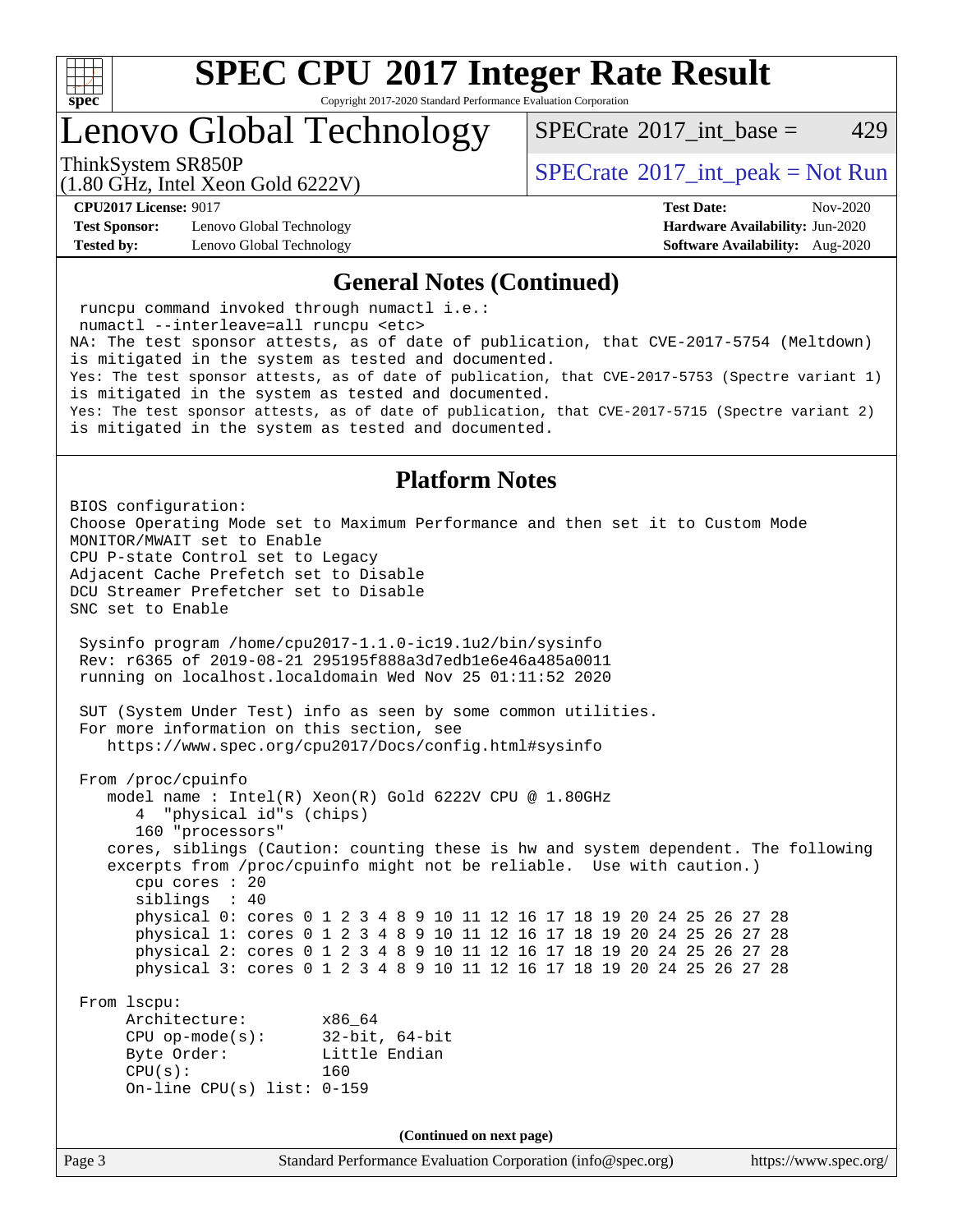## General Notes (Continued)

```
 runcpu command invoked through numactl i.e.:
 numactl --interleave=all runcpu <etc>
NA: The test sponsor attests, as of date of publication, that CVE-2017-5754 (Meltdown)
is mitigated in the system as tested and documented.
Yes: The test sponsor attests, as of date of publication, that CVE-2017-5753 (Spectre variant 1)
is mitigated in the system as tested and documented.
Yes: The test sponsor attests, as of date of publication, that CVE-2017-5715 (Spectre variant 2)
is mitigated in the system as tested and documented.
```

## Platform Notes

```
BIOS configuration:
Choose Operating Mode set to Maximum Performance and then set it to Custom Mode
MONITOR/MWAIT set to Enable
CPU P-state Control set to Legacy
Adjacent Cache Prefetch set to Disable
DCU Streamer Prefetcher set to Disable
SNC set to Enable

 Sysinfo program /home/cpu2017-1.1.0-ic19.1u2/bin/sysinfo
 Rev: r6365 of 2019-08-21 295195f888a3d7edb1e6e46a485a0011
 running on localhost.localdomain Wed Nov 25 01:11:52 2020

 SUT (System Under Test) info as seen by some common utilities.
 For more information on this section, see
    https://www.spec.org/cpu2017/Docs/config.html#sysinfo

 From /proc/cpuinfo
    model name : Intel(R) Xeon(R) Gold 6222V CPU @ 1.80GHz
       4  "physical id"s (chips)
       160 "processors"
    cores, siblings (Caution: counting these is hw and system dependent. The following
    excerpts from /proc/cpuinfo might not be reliable.  Use with caution.)
       cpu cores : 20
       siblings  : 40
       physical 0: cores 0 1 2 3 4 8 9 10 11 12 16 17 18 19 20 24 25 26 27 28
       physical 1: cores 0 1 2 3 4 8 9 10 11 12 16 17 18 19 20 24 25 26 27 28
       physical 2: cores 0 1 2 3 4 8 9 10 11 12 16 17 18 19 20 24 25 26 27 28
       physical 3: cores 0 1 2 3 4 8 9 10 11 12 16 17 18 19 20 24 25 26 27 28

 From lscpu:
      Architecture:        x86_64
      CPU op-mode(s):      32-bit, 64-bit
      Byte Order:          Little Endian
      CPU(s):              160
      On-line CPU(s) list: 0-159
```

**(Continued on next page)**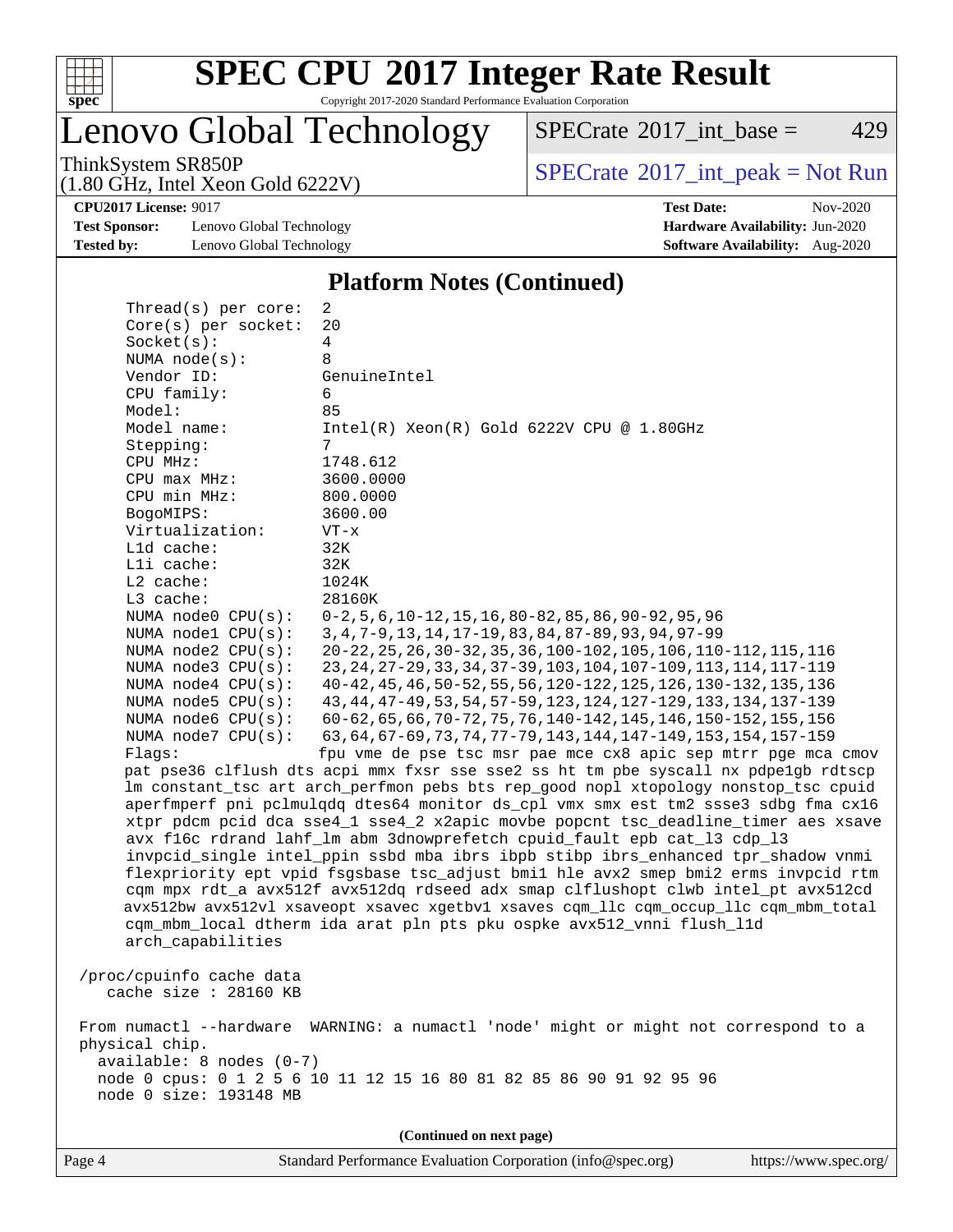## Platform Notes (Continued)

```
     Thread(s) per core:  2
     Core(s) per socket:  20
     Socket(s):           4
     NUMA node(s):        8
     Vendor ID:           GenuineIntel
     CPU family:          6
     Model:               85
     Model name:          Intel(R) Xeon(R) Gold 6222V CPU @ 1.80GHz
     Stepping:            7
     CPU MHz:             1748.612
     CPU max MHz:         3600.0000
     CPU min MHz:         800.0000
     BogoMIPS:            3600.00
     Virtualization:      VT-x
     L1d cache:           32K
     L1i cache:           32K
     L2 cache:            1024K
     L3 cache:            28160K
     NUMA node0 CPU(s):   0-2,5,6,10-12,15,16,80-82,85,86,90-92,95,96
     NUMA node1 CPU(s):   3,4,7-9,13,14,17-19,83,84,87-89,93,94,97-99
     NUMA node2 CPU(s):   20-22,25,26,30-32,35,36,100-102,105,106,110-112,115,116
     NUMA node3 CPU(s):   23,24,27-29,33,34,37-39,103,104,107-109,113,114,117-119
     NUMA node4 CPU(s):   40-42,45,46,50-52,55,56,120-122,125,126,130-132,135,136
     NUMA node5 CPU(s):   43,44,47-49,53,54,57-59,123,124,127-129,133,134,137-139
     NUMA node6 CPU(s):   60-62,65,66,70-72,75,76,140-142,145,146,150-152,155,156
     NUMA node7 CPU(s):   63,64,67-69,73,74,77-79,143,144,147-149,153,154,157-159
     Flags:               fpu vme de pse tsc msr pae mce cx8 apic sep mtrr pge mca cmov
     pat pse36 clflush dts acpi mmx fxsr sse sse2 ss ht tm pbe syscall nx pdpe1gb rdtscp
     lm constant_tsc art arch_perfmon pebs bts rep_good nopl xtopology nonstop_tsc cpuid
     aperfmperf pni pclmulqdq dtes64 monitor ds_cpl vmx smx est tm2 ssse3 sdbg fma cx16
     xtpr pdcm pcid dca sse4_1 sse4_2 x2apic movbe popcnt tsc_deadline_timer aes xsave
     avx f16c rdrand lahf_lm abm 3dnowprefetch cpuid_fault epb cat_l3 cdp_l3
     invpcid_single intel_ppin ssbd mba ibrs ibpb stibp ibrs_enhanced tpr_shadow vnmi
     flexpriority ept vpid fsgsbase tsc_adjust bmi1 hle avx2 smep bmi2 erms invpcid rtm
     cqm mpx rdt_a avx512f avx512dq rdseed adx smap clflushopt clwb intel_pt avx512cd
     avx512bw avx512vl xsaveopt xsavec xgetbv1 xsaves cqm_llc cqm_occup_llc cqm_mbm_total
     cqm_mbm_local dtherm ida arat pln pts pku ospke avx512_vnni flush_l1d
     arch_capabilities

 /proc/cpuinfo cache data
    cache size : 28160 KB

 From numactl --hardware  WARNING: a numactl 'node' might or might not correspond to a
 physical chip.
   available: 8 nodes (0-7)
   node 0 cpus: 0 1 2 5 6 10 11 12 15 16 80 81 82 85 86 90 91 92 95 96
   node 0 size: 193148 MB
```

(Continued on next page)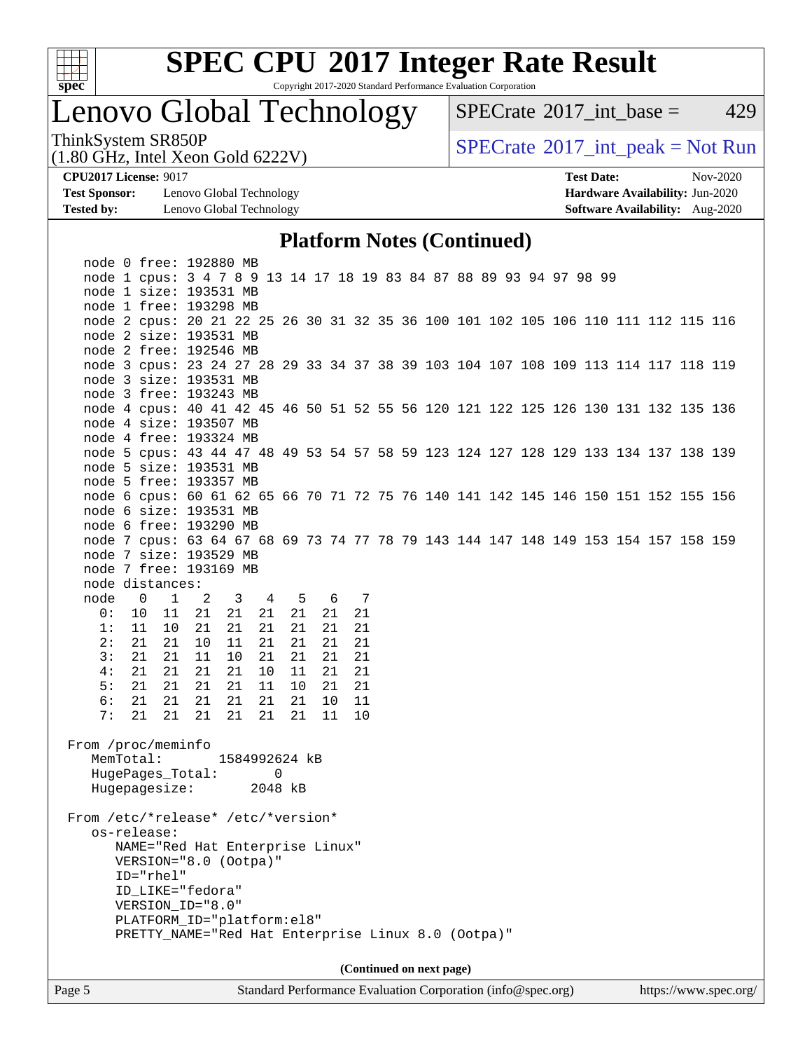# SPEC CPU 2017 Integer Rate Result

Copyright 2017-2020 Standard Performance Evaluation Corporation

## Lenovo Global Technology

ThinkSystem SR850P
(1.80 GHz, Intel Xeon Gold 6222V)

SPECrate 2017_int_base = 429

SPECrate 2017_int_peak = Not Run

**CPU2017 License:** 9017
**Test Sponsor:** Lenovo Global Technology
**Tested by:** Lenovo Global Technology

**Test Date:** Nov-2020
**Hardware Availability:** Jun-2020
**Software Availability:** Aug-2020

### Platform Notes (Continued)

```
    node 0 free: 192880 MB
    node 1 cpus: 3 4 7 8 9 13 14 17 18 19 83 84 87 88 89 93 94 97 98 99
    node 1 size: 193531 MB
    node 1 free: 193298 MB
    node 2 cpus: 20 21 22 25 26 30 31 32 35 36 100 101 102 105 106 110 111 112 115 116
    node 2 size: 193531 MB
    node 2 free: 192546 MB
    node 3 cpus: 23 24 27 28 29 33 34 37 38 39 103 104 107 108 109 113 114 117 118 119
    node 3 size: 193531 MB
    node 3 free: 193243 MB
    node 4 cpus: 40 41 42 45 46 50 51 52 55 56 120 121 122 125 126 130 131 132 135 136
    node 4 size: 193507 MB
    node 4 free: 193324 MB
    node 5 cpus: 43 44 47 48 49 53 54 57 58 59 123 124 127 128 129 133 134 137 138 139
    node 5 size: 193531 MB
    node 5 free: 193357 MB
    node 6 cpus: 60 61 62 65 66 70 71 72 75 76 140 141 142 145 146 150 151 152 155 156
    node 6 size: 193531 MB
    node 6 free: 193290 MB
    node 7 cpus: 63 64 67 68 69 73 74 77 78 79 143 144 147 148 149 153 154 157 158 159
    node 7 size: 193529 MB
    node 7 free: 193169 MB
    node distances:
    node   0   1   2   3   4   5   6   7
      0:  10  11  21  21  21  21  21  21
      1:  11  10  21  21  21  21  21  21
      2:  21  21  10  11  21  21  21  21
      3:  21  21  11  10  21  21  21  21
      4:  21  21  21  21  10  11  21  21
      5:  21  21  21  21  11  10  21  21
      6:  21  21  21  21  21  21  10  11
      7:  21  21  21  21  21  21  11  10

 From /proc/meminfo
    MemTotal:       1584992624 kB
    HugePages_Total:       0
    Hugepagesize:       2048 kB

 From /etc/*release* /etc/*version*
    os-release:
       NAME="Red Hat Enterprise Linux"
       VERSION="8.0 (Ootpa)"
       ID="rhel"
       ID_LIKE="fedora"
       VERSION_ID="8.0"
       PLATFORM_ID="platform:el8"
       PRETTY_NAME="Red Hat Enterprise Linux 8.0 (Ootpa)"
```

(Continued on next page)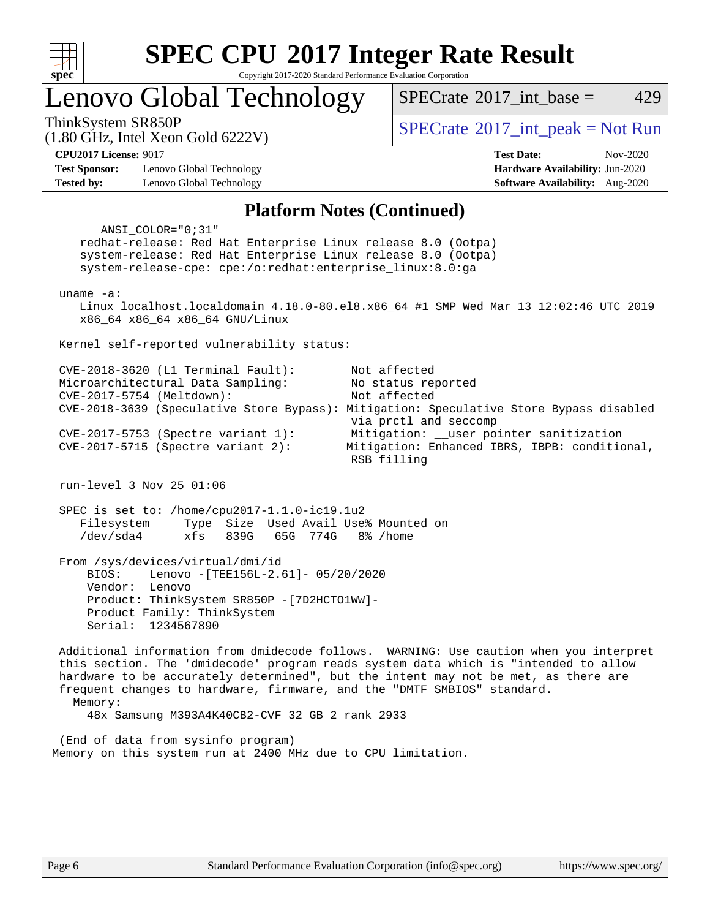# SPEC CPU 2017 Integer Rate Result

Copyright 2017-2020 Standard Performance Evaluation Corporation

## Lenovo Global Technology

ThinkSystem SR850P
(1.80 GHz, Intel Xeon Gold 6222V)

SPECrate 2017_int_base = 429

SPECrate 2017_int_peak = Not Run

**CPU2017 License:** 9017
**Test Sponsor:** Lenovo Global Technology
**Tested by:** Lenovo Global Technology

**Test Date:** Nov-2020
**Hardware Availability:** Jun-2020
**Software Availability:** Aug-2020

## Platform Notes (Continued)

```
      ANSI_COLOR="0;31"
    redhat-release: Red Hat Enterprise Linux release 8.0 (Ootpa)
    system-release: Red Hat Enterprise Linux release 8.0 (Ootpa)
    system-release-cpe: cpe:/o:redhat:enterprise_linux:8.0:ga

 uname -a:
    Linux localhost.localdomain 4.18.0-80.el8.x86_64 #1 SMP Wed Mar 13 12:02:46 UTC 2019
    x86_64 x86_64 x86_64 GNU/Linux

 Kernel self-reported vulnerability status:

 CVE-2018-3620 (L1 Terminal Fault):        Not affected
 Microarchitectural Data Sampling:         No status reported
 CVE-2017-5754 (Meltdown):                 Not affected
 CVE-2018-3639 (Speculative Store Bypass): Mitigation: Speculative Store Bypass disabled
                                           via prctl and seccomp
 CVE-2017-5753 (Spectre variant 1):        Mitigation: __user pointer sanitization
 CVE-2017-5715 (Spectre variant 2):        Mitigation: Enhanced IBRS, IBPB: conditional,
                                           RSB filling

 run-level 3 Nov 25 01:06

 SPEC is set to: /home/cpu2017-1.1.0-ic19.1u2
    Filesystem     Type  Size  Used Avail Use% Mounted on
    /dev/sda4      xfs   839G   65G  774G   8% /home

 From /sys/devices/virtual/dmi/id
     BIOS:    Lenovo -[TEE156L-2.61]- 05/20/2020
     Vendor:  Lenovo
     Product: ThinkSystem SR850P -[7D2HCTO1WW]-
     Product Family: ThinkSystem
     Serial:  1234567890

 Additional information from dmidecode follows.  WARNING: Use caution when you interpret
 this section. The 'dmidecode' program reads system data which is "intended to allow
 hardware to be accurately determined", but the intent may not be met, as there are
 frequent changes to hardware, firmware, and the "DMTF SMBIOS" standard.
   Memory:
     48x Samsung M393A4K40CB2-CVF 32 GB 2 rank 2933

 (End of data from sysinfo program)
Memory on this system run at 2400 MHz due to CPU limitation.
```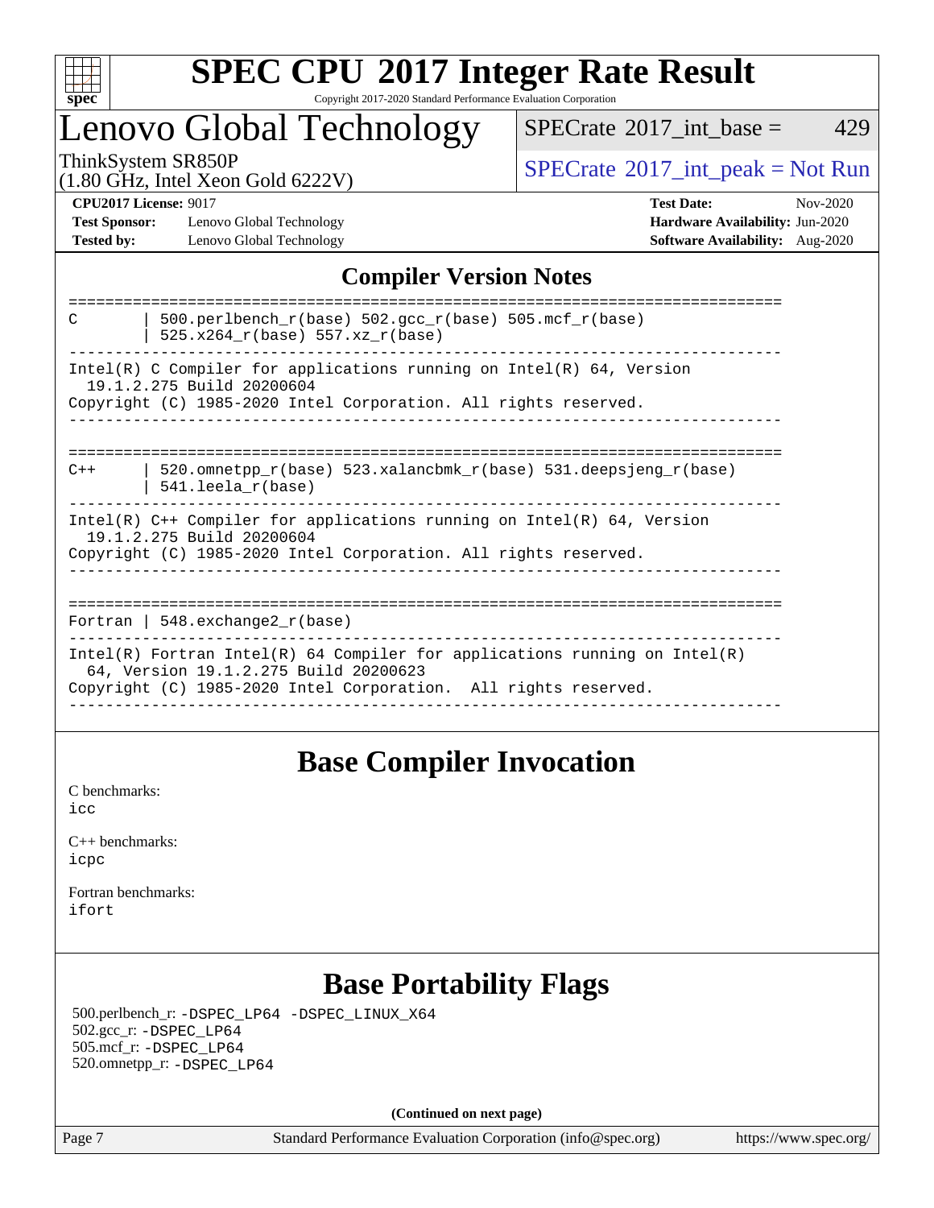# SPEC CPU 2017 Integer Rate Result

Copyright 2017-2020 Standard Performance Evaluation Corporation

## Lenovo Global Technology

ThinkSystem SR850P
(1.80 GHz, Intel Xeon Gold 6222V)

SPECrate 2017_int_base = 429

SPECrate 2017_int_peak = Not Run

**CPU2017 License:** 9017
**Test Sponsor:** Lenovo Global Technology
**Tested by:** Lenovo Global Technology

**Test Date:** Nov-2020
**Hardware Availability:** Jun-2020
**Software Availability:** Aug-2020

## Compiler Version Notes

```
==============================================================================
C       | 500.perlbench_r(base) 502.gcc_r(base) 505.mcf_r(base)
        | 525.x264_r(base) 557.xz_r(base)
------------------------------------------------------------------------------
Intel(R) C Compiler for applications running on Intel(R) 64, Version
  19.1.2.275 Build 20200604
Copyright (C) 1985-2020 Intel Corporation. All rights reserved.
------------------------------------------------------------------------------

==============================================================================
C++     | 520.omnetpp_r(base) 523.xalancbmk_r(base) 531.deepsjeng_r(base)
        | 541.leela_r(base)
------------------------------------------------------------------------------
Intel(R) C++ Compiler for applications running on Intel(R) 64, Version
  19.1.2.275 Build 20200604
Copyright (C) 1985-2020 Intel Corporation. All rights reserved.
------------------------------------------------------------------------------

==============================================================================
Fortran | 548.exchange2_r(base)
------------------------------------------------------------------------------
Intel(R) Fortran Intel(R) 64 Compiler for applications running on Intel(R)
  64, Version 19.1.2.275 Build 20200623
Copyright (C) 1985-2020 Intel Corporation.  All rights reserved.
------------------------------------------------------------------------------
```

## Base Compiler Invocation

C benchmarks:
icc

C++ benchmarks:
icpc

Fortran benchmarks:
ifort

## Base Portability Flags

500.perlbench_r: -DSPEC_LP64 -DSPEC_LINUX_X64
502.gcc_r: -DSPEC_LP64
505.mcf_r: -DSPEC_LP64
520.omnetpp_r: -DSPEC_LP64

**(Continued on next page)**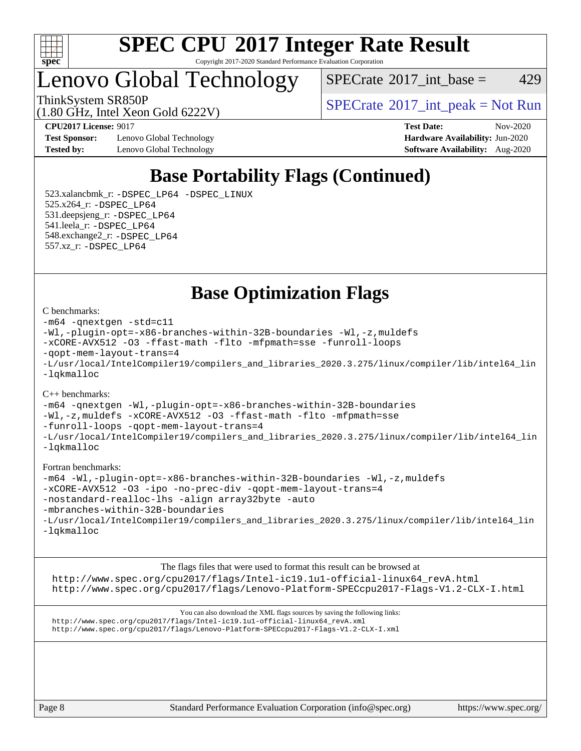# SPEC CPU 2017 Integer Rate Result

Copyright 2017-2020 Standard Performance Evaluation Corporation

## Lenovo Global Technology

ThinkSystem SR850P
(1.80 GHz, Intel Xeon Gold 6222V)

SPECrate 2017_int_base = 429

SPECrate 2017_int_peak = Not Run

**CPU2017 License:** 9017
**Test Sponsor:** Lenovo Global Technology
**Tested by:** Lenovo Global Technology

**Test Date:** Nov-2020
**Hardware Availability:** Jun-2020
**Software Availability:** Aug-2020

## Base Portability Flags (Continued)

523.xalancbmk_r: -DSPEC_LP64 -DSPEC_LINUX
525.x264_r: -DSPEC_LP64
531.deepsjeng_r: -DSPEC_LP64
541.leela_r: -DSPEC_LP64
548.exchange2_r: -DSPEC_LP64
557.xz_r: -DSPEC_LP64

## Base Optimization Flags

C benchmarks:

```
-m64 -qnextgen -std=c11
-Wl,-plugin-opt=-x86-branches-within-32B-boundaries -Wl,-z,muldefs
-xCORE-AVX512 -O3 -ffast-math -flto -mfpmath=sse -funroll-loops
-qopt-mem-layout-trans=4
-L/usr/local/IntelCompiler19/compilers_and_libraries_2020.3.275/linux/compiler/lib/intel64_lin
-lqkmalloc
```

C++ benchmarks:

```
-m64 -qnextgen -Wl,-plugin-opt=-x86-branches-within-32B-boundaries
-Wl,-z,muldefs -xCORE-AVX512 -O3 -ffast-math -flto -mfpmath=sse
-funroll-loops -qopt-mem-layout-trans=4
-L/usr/local/IntelCompiler19/compilers_and_libraries_2020.3.275/linux/compiler/lib/intel64_lin
-lqkmalloc
```

Fortran benchmarks:

```
-m64 -Wl,-plugin-opt=-x86-branches-within-32B-boundaries -Wl,-z,muldefs
-xCORE-AVX512 -O3 -ipo -no-prec-div -qopt-mem-layout-trans=4
-nostandard-realloc-lhs -align array32byte -auto
-mbranches-within-32B-boundaries
-L/usr/local/IntelCompiler19/compilers_and_libraries_2020.3.275/linux/compiler/lib/intel64_lin
-lqkmalloc
```

The flags files that were used to format this result can be browsed at
http://www.spec.org/cpu2017/flags/Intel-ic19.1u1-official-linux64_revA.html
http://www.spec.org/cpu2017/flags/Lenovo-Platform-SPECcpu2017-Flags-V1.2-CLX-I.html

You can also download the XML flags sources by saving the following links:
http://www.spec.org/cpu2017/flags/Intel-ic19.1u1-official-linux64_revA.xml
http://www.spec.org/cpu2017/flags/Lenovo-Platform-SPECcpu2017-Flags-V1.2-CLX-I.xml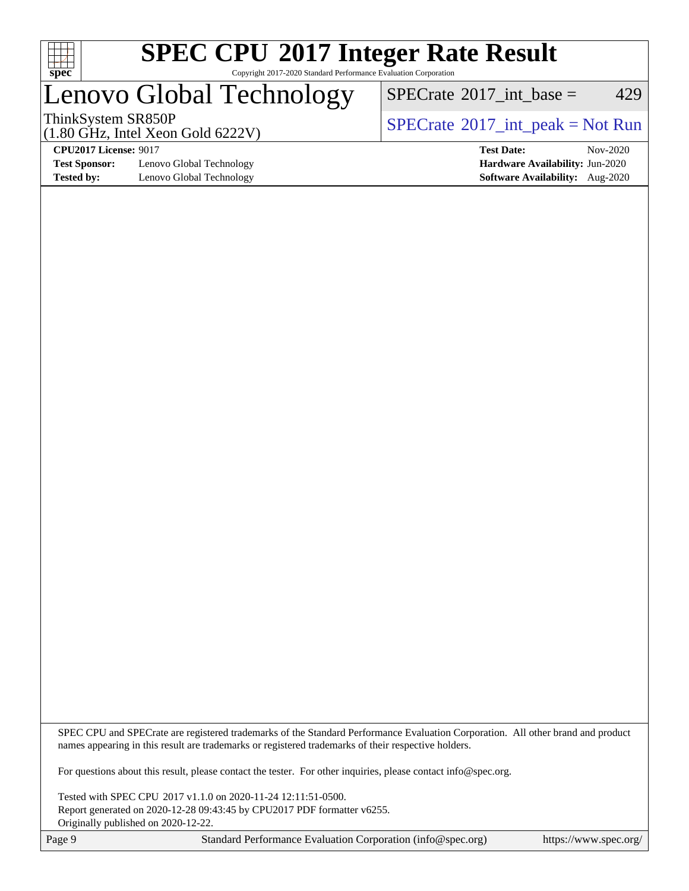SPEC CPU and SPECrate are registered trademarks of the Standard Performance Evaluation Corporation. All other brand and product names appearing in this result are trademarks or registered trademarks of their respective holders.

For questions about this result, please contact the tester. For other inquiries, please contact info@spec.org.

Tested with SPEC CPU 2017 v1.1.0 on 2020-11-24 12:11:51-0500.
Report generated on 2020-12-28 09:43:45 by CPU2017 PDF formatter v6255.
Originally published on 2020-12-22.